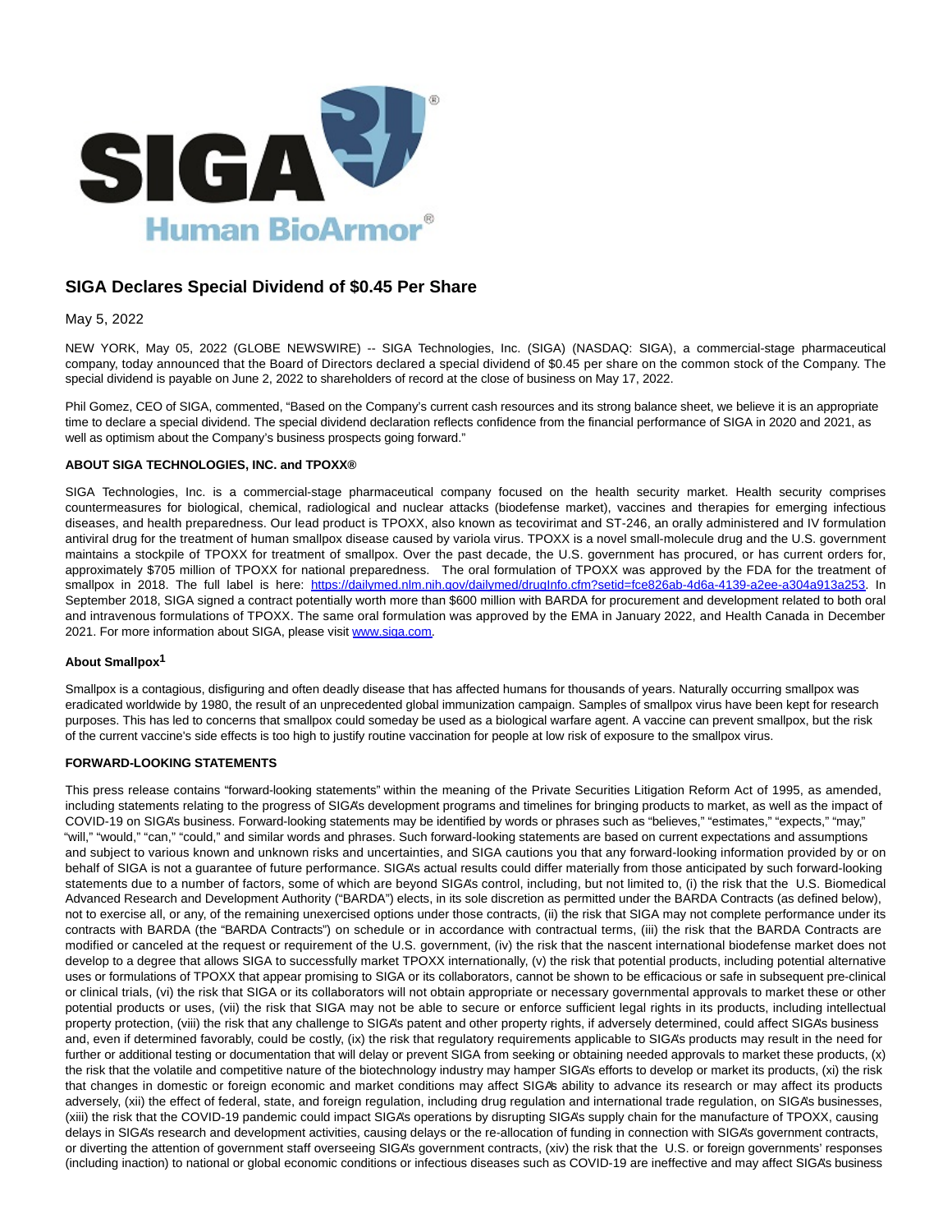# SIGA Declares Special Dividend of $0.45 Per Share

May 5, 2022

NEW YORK, May 05, 2022 (GLOBE NEWSWIRE) -- SIGA Technologies, Inc. (SIGA) (NASDAQ: SIGA), a commercial-stage pharmaceutical company, today announced that the Board of Directors declared a special dividend of $0.45 per share on the common stock of the Company. The special dividend is payable on June 2, 2022 to shareholders of record at the close of business on May 17, 2022.

Phil Gomez, CEO of SIGA, commented, "Based on the Company's current cash resources and its strong balance sheet, we believe it is an appropriate time to declare a special dividend. The special dividend declaration reflects confidence from the financial performance of SIGA in 2020 and 2021, as well as optimism about the Company's business prospects going forward."

**ABOUT SIGA TECHNOLOGIES, INC. and TPOXX®**

SIGA Technologies, Inc. is a commercial-stage pharmaceutical company focused on the health security market. Health security comprises countermeasures for biological, chemical, radiological and nuclear attacks (biodefense market), vaccines and therapies for emerging infectious diseases, and health preparedness. Our lead product is TPOXX, also known as tecovirimat and ST-246, an orally administered and IV formulation antiviral drug for the treatment of human smallpox disease caused by variola virus. TPOXX is a novel small-molecule drug and the U.S. government maintains a stockpile of TPOXX for treatment of smallpox. Over the past decade, the U.S. government has procured, or has current orders for, approximately $705 million of TPOXX for national preparedness. The oral formulation of TPOXX was approved by the FDA for the treatment of smallpox in 2018. The full label is here: https://dailymed.nlm.nih.gov/dailymed/drugInfo.cfm?setid=fce826ab-4d6a-4139-a2ee-a304a913a253. In September 2018, SIGA signed a contract potentially worth more than $600 million with BARDA for procurement and development related to both oral and intravenous formulations of TPOXX. The same oral formulation was approved by the EMA in January 2022, and Health Canada in December 2021. For more information about SIGA, please visit www.siga.com.

**About Smallpox[1]**

Smallpox is a contagious, disfiguring and often deadly disease that has affected humans for thousands of years. Naturally occurring smallpox was eradicated worldwide by 1980, the result of an unprecedented global immunization campaign. Samples of smallpox virus have been kept for research purposes. This has led to concerns that smallpox could someday be used as a biological warfare agent. A vaccine can prevent smallpox, but the risk of the current vaccine's side effects is too high to justify routine vaccination for people at low risk of exposure to the smallpox virus.

**FORWARD-LOOKING STATEMENTS**

This press release contains "forward-looking statements" within the meaning of the Private Securities Litigation Reform Act of 1995, as amended, including statements relating to the progress of SIGA's development programs and timelines for bringing products to market, as well as the impact of COVID-19 on SIGA's business. Forward-looking statements may be identified by words or phrases such as "believes," "estimates," "expects," "may," "will," "would," "can," "could," and similar words and phrases. Such forward-looking statements are based on current expectations and assumptions and subject to various known and unknown risks and uncertainties, and SIGA cautions you that any forward-looking information provided by or on behalf of SIGA is not a guarantee of future performance. SIGA's actual results could differ materially from those anticipated by such forward-looking statements due to a number of factors, some of which are beyond SIGA's control, including, but not limited to, (i) the risk that the U.S. Biomedical Advanced Research and Development Authority ("BARDA") elects, in its sole discretion as permitted under the BARDA Contracts (as defined below), not to exercise all, or any, of the remaining unexercised options under those contracts, (ii) the risk that SIGA may not complete performance under its contracts with BARDA (the "BARDA Contracts") on schedule or in accordance with contractual terms, (iii) the risk that the BARDA Contracts are modified or canceled at the request or requirement of the U.S. government, (iv) the risk that the nascent international biodefense market does not develop to a degree that allows SIGA to successfully market TPOXX internationally, (v) the risk that potential products, including potential alternative uses or formulations of TPOXX that appear promising to SIGA or its collaborators, cannot be shown to be efficacious or safe in subsequent pre-clinical or clinical trials, (vi) the risk that SIGA or its collaborators will not obtain appropriate or necessary governmental approvals to market these or other potential products or uses, (vii) the risk that SIGA may not be able to secure or enforce sufficient legal rights in its products, including intellectual property protection, (viii) the risk that any challenge to SIGA's patent and other property rights, if adversely determined, could affect SIGA's business and, even if determined favorably, could be costly, (ix) the risk that regulatory requirements applicable to SIGA's products may result in the need for further or additional testing or documentation that will delay or prevent SIGA from seeking or obtaining needed approvals to market these products, (x) the risk that the volatile and competitive nature of the biotechnology industry may hamper SIGA's efforts to develop or market its products, (xi) the risk that changes in domestic or foreign economic and market conditions may affect SIGA's ability to advance its research or may affect its products adversely, (xii) the effect of federal, state, and foreign regulation, including drug regulation and international trade regulation, on SIGA's businesses, (xiii) the risk that the COVID-19 pandemic could impact SIGA's operations by disrupting SIGA's supply chain for the manufacture of TPOXX, causing delays in SIGA's research and development activities, causing delays or the re-allocation of funding in connection with SIGA's government contracts, or diverting the attention of government staff overseeing SIGA's government contracts, (xiv) the risk that the U.S. or foreign governments' responses (including inaction) to national or global economic conditions or infectious diseases such as COVID-19 are ineffective and may affect SIGA's business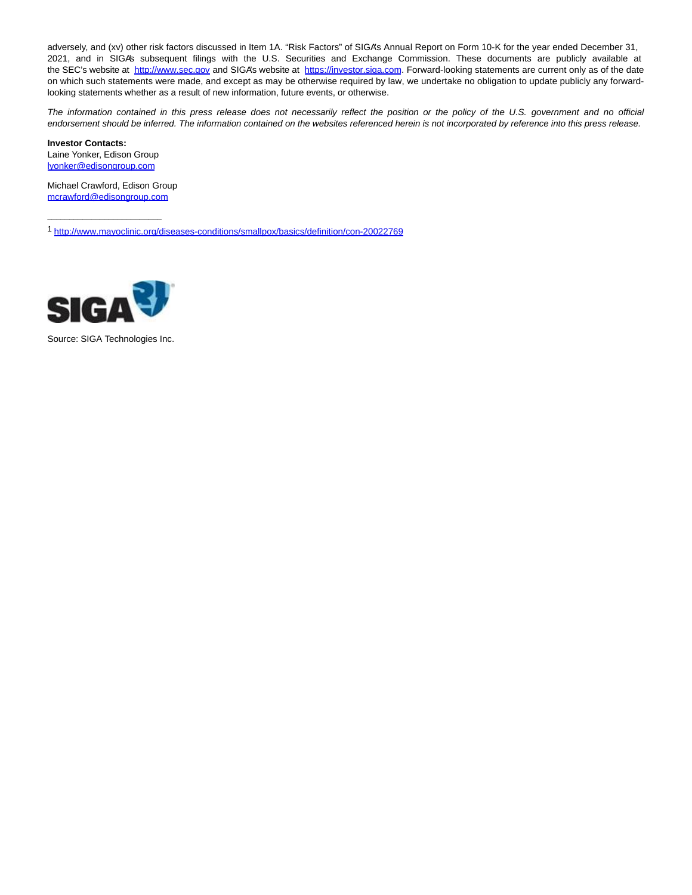adversely, and (xv) other risk factors discussed in Item 1A. "Risk Factors" of SIGA's Annual Report on Form 10-K for the year ended December 31, 2021, and in SIGA's subsequent filings with the U.S. Securities and Exchange Commission. These documents are publicly available at the SEC's website at http://www.sec.gov and SIGA's website at https://investor.siga.com. Forward-looking statements are current only as of the date on which such statements were made, and except as may be otherwise required by law, we undertake no obligation to update publicly any forward-looking statements whether as a result of new information, future events, or otherwise.

*The information contained in this press release does not necessarily reflect the position or the policy of the U.S. government and no official endorsement should be inferred. The information contained on the websites referenced herein is not incorporated by reference into this press release.*

**Investor Contacts:**
Laine Yonker, Edison Group
lyonker@edisongroup.com

Michael Crawford, Edison Group
mcrawford@edisongroup.com

[1] http://www.mayoclinic.org/diseases-conditions/smallpox/basics/definition/con-20022769

SIGA

Source: SIGA Technologies Inc.